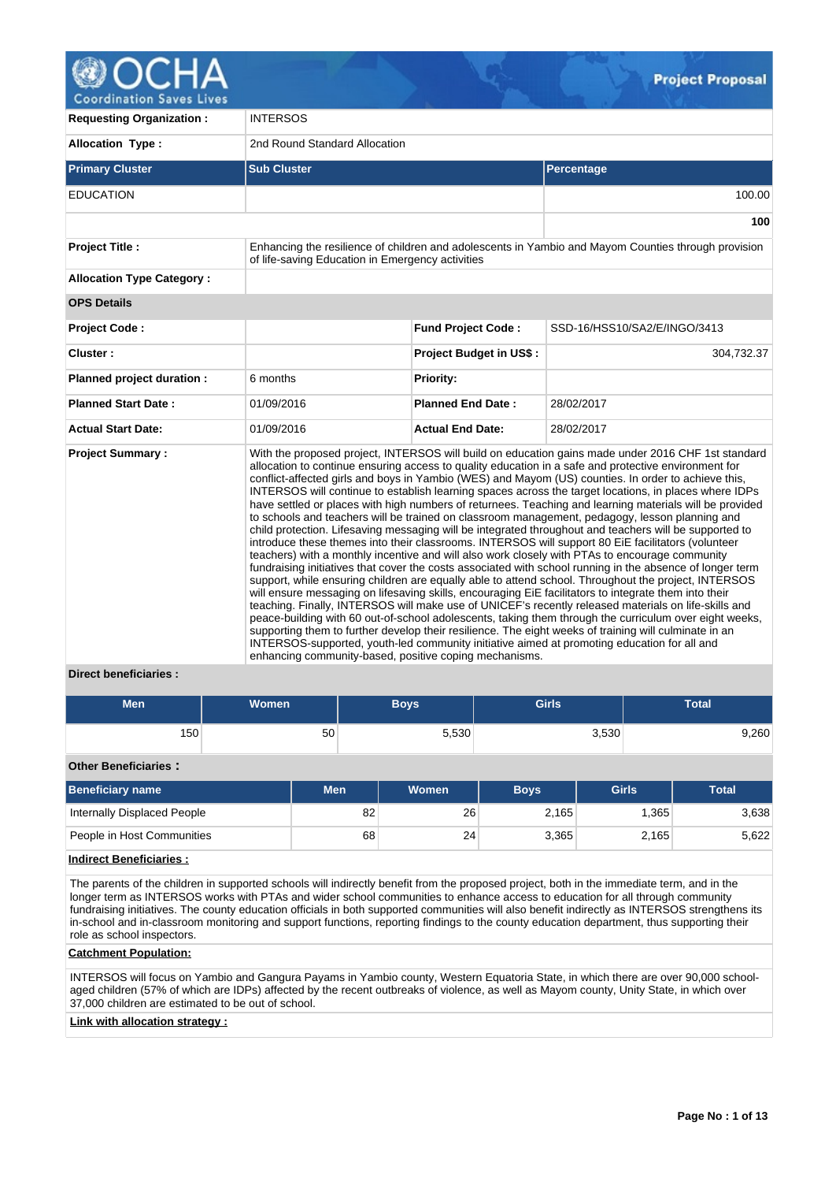# OCHA Coordination Saves Lives — Project Proposal

| | |
|---|---|
| **Requesting Organization :** | INTERSOS |
| **Allocation Type :** | 2nd Round Standard Allocation |

| Primary Cluster | Sub Cluster | Percentage |
|---|---|---|
| EDUCATION | | 100.00 |
| | | **100** |

| | |
|---|---|
| **Project Title :** | Enhancing the resilience of children and adolescents in Yambio and Mayom Counties through provision of life-saving Education in Emergency activities |
| **Allocation Type Category :** | |

**OPS Details**

| | | | |
|---|---|---|---|
| **Project Code :** | | **Fund Project Code :** | SSD-16/HSS10/SA2/E/INGO/3413 |
| **Cluster :** | | **Project Budget in US$ :** | 304,732.37 |
| **Planned project duration :** | 6 months | **Priority:** | |
| **Planned Start Date :** | 01/09/2016 | **Planned End Date :** | 28/02/2017 |
| **Actual Start Date:** | 01/09/2016 | **Actual End Date:** | 28/02/2017 |

**Project Summary :**

With the proposed project, INTERSOS will build on education gains made under 2016 CHF 1st standard allocation to continue ensuring access to quality education in a safe and protective environment for conflict-affected girls and boys in Yambio (WES) and Mayom (US) counties. In order to achieve this, INTERSOS will continue to establish learning spaces across the target locations, in places where IDPs have settled or places with high numbers of returnees. Teaching and learning materials will be provided to schools and teachers will be trained on classroom management, pedagogy, lesson planning and child protection. Lifesaving messaging will be integrated throughout and teachers will be supported to introduce these themes into their classrooms. INTERSOS will support 80 EiE facilitators (volunteer teachers) with a monthly incentive and will also work closely with PTAs to encourage community fundraising initiatives that cover the costs associated with school running in the absence of longer term support, while ensuring children are equally able to attend school. Throughout the project, INTERSOS will ensure messaging on lifesaving skills, encouraging EiE facilitators to integrate them into their teaching. Finally, INTERSOS will make use of UNICEF's recently released materials on life-skills and peace-building with 60 out-of-school adolescents, taking them through the curriculum over eight weeks, supporting them to further develop their resilience. The eight weeks of training will culminate in an INTERSOS-supported, youth-led community initiative aimed at promoting education for all and enhancing community-based, positive coping mechanisms.

**Direct beneficiaries :**

| Men | Women | Boys | Girls | Total |
|---|---|---|---|---|
| 150 | 50 | 5,530 | 3,530 | 9,260 |

**Other Beneficiaries :**

| Beneficiary name | Men | Women | Boys | Girls | Total |
|---|---|---|---|---|---|
| Internally Displaced People | 82 | 26 | 2,165 | 1,365 | 3,638 |
| People in Host Communities | 68 | 24 | 3,365 | 2,165 | 5,622 |

**Indirect Beneficiaries :**

The parents of the children in supported schools will indirectly benefit from the proposed project, both in the immediate term, and in the longer term as INTERSOS works with PTAs and wider school communities to enhance access to education for all through community fundraising initiatives. The county education officials in both supported communities will also benefit indirectly as INTERSOS strengthens its in-school and in-classroom monitoring and support functions, reporting findings to the county education department, thus supporting their role as school inspectors.

**Catchment Population:**

INTERSOS will focus on Yambio and Gangura Payams in Yambio county, Western Equatoria State, in which there are over 90,000 school-aged children (57% of which are IDPs) affected by the recent outbreaks of violence, as well as Mayom county, Unity State, in which over 37,000 children are estimated to be out of school.

**Link with allocation strategy :**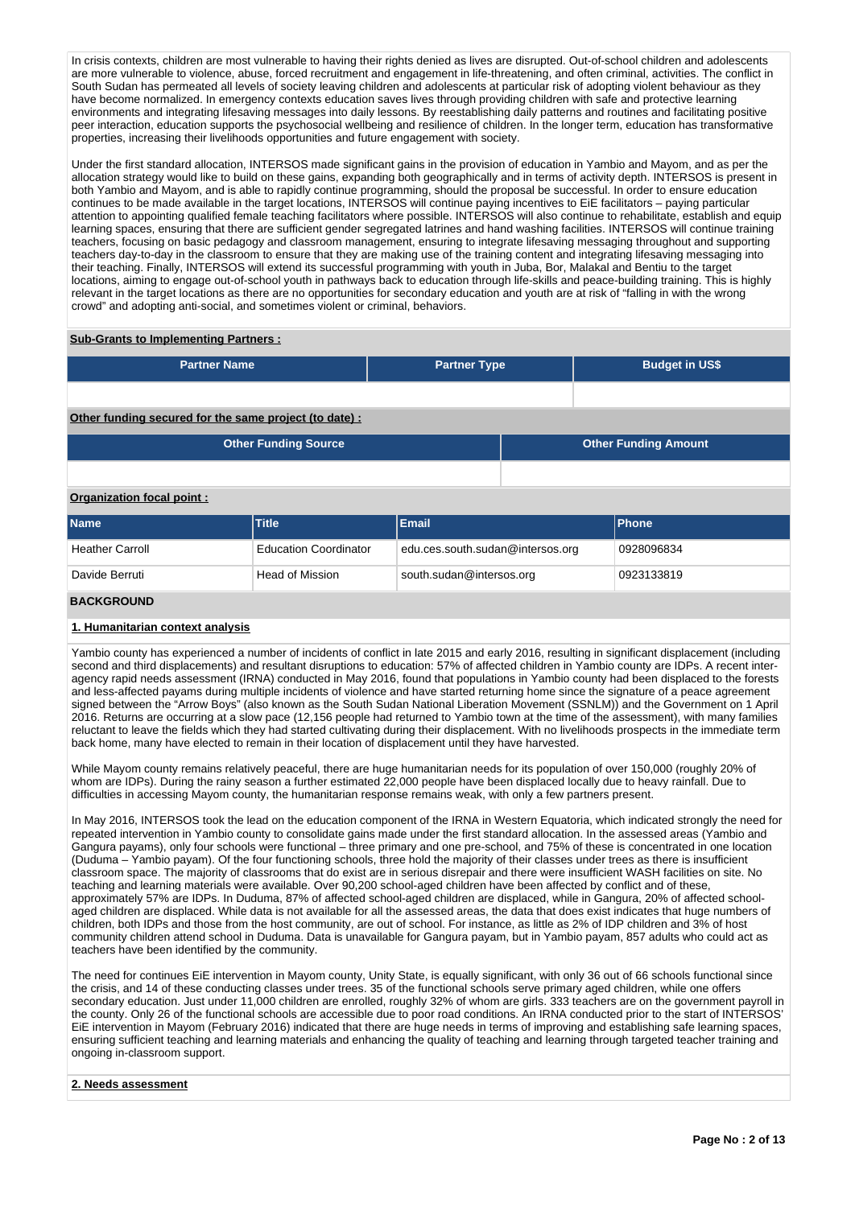In crisis contexts, children are most vulnerable to having their rights denied as lives are disrupted. Out-of-school children and adolescents are more vulnerable to violence, abuse, forced recruitment and engagement in life-threatening, and often criminal, activities. The conflict in South Sudan has permeated all levels of society leaving children and adolescents at particular risk of adopting violent behaviour as they have become normalized. In emergency contexts education saves lives through providing children with safe and protective learning environments and integrating lifesaving messages into daily lessons. By reestablishing daily patterns and routines and facilitating positive peer interaction, education supports the psychosocial wellbeing and resilience of children. In the longer term, education has transformative properties, increasing their livelihoods opportunities and future engagement with society.

Under the first standard allocation, INTERSOS made significant gains in the provision of education in Yambio and Mayom, and as per the allocation strategy would like to build on these gains, expanding both geographically and in terms of activity depth. INTERSOS is present in both Yambio and Mayom, and is able to rapidly continue programming, should the proposal be successful. In order to ensure education continues to be made available in the target locations, INTERSOS will continue paying incentives to EiE facilitators – paying particular attention to appointing qualified female teaching facilitators where possible. INTERSOS will also continue to rehabilitate, establish and equip learning spaces, ensuring that there are sufficient gender segregated latrines and hand washing facilities. INTERSOS will continue training teachers, focusing on basic pedagogy and classroom management, ensuring to integrate lifesaving messaging throughout and supporting teachers day-to-day in the classroom to ensure that they are making use of the training content and integrating lifesaving messaging into their teaching. Finally, INTERSOS will extend its successful programming with youth in Juba, Bor, Malakal and Bentiu to the target locations, aiming to engage out-of-school youth in pathways back to education through life-skills and peace-building training. This is highly relevant in the target locations as there are no opportunities for secondary education and youth are at risk of "falling in with the wrong crowd" and adopting anti-social, and sometimes violent or criminal, behaviors.

**Sub-Grants to Implementing Partners :**

| Partner Name | Partner Type | Budget in US$ |
|---|---|---|
| | | |

**Other funding secured for the same project (to date) :**

| Other Funding Source | Other Funding Amount |
|---|---|
| | |

**Organization focal point :**

| Name | Title | Email | Phone |
|---|---|---|---|
| Heather Carroll | Education Coordinator | edu.ces.south.sudan@intersos.org | 0928096834 |
| Davide Berruti | Head of Mission | south.sudan@intersos.org | 0923133819 |

## BACKGROUND

### 1. Humanitarian context analysis

Yambio county has experienced a number of incidents of conflict in late 2015 and early 2016, resulting in significant displacement (including second and third displacements) and resultant disruptions to education: 57% of affected children in Yambio county are IDPs. A recent inter-agency rapid needs assessment (IRNA) conducted in May 2016, found that populations in Yambio county had been displaced to the forests and less-affected payams during multiple incidents of violence and have started returning home since the signature of a peace agreement signed between the "Arrow Boys" (also known as the South Sudan National Liberation Movement (SSNLM)) and the Government on 1 April 2016. Returns are occurring at a slow pace (12,156 people had returned to Yambio town at the time of the assessment), with many families reluctant to leave the fields which they had started cultivating during their displacement. With no livelihoods prospects in the immediate term back home, many have elected to remain in their location of displacement until they have harvested.

While Mayom county remains relatively peaceful, there are huge humanitarian needs for its population of over 150,000 (roughly 20% of whom are IDPs). During the rainy season a further estimated 22,000 people have been displaced locally due to heavy rainfall. Due to difficulties in accessing Mayom county, the humanitarian response remains weak, with only a few partners present.

In May 2016, INTERSOS took the lead on the education component of the IRNA in Western Equatoria, which indicated strongly the need for repeated intervention in Yambio county to consolidate gains made under the first standard allocation. In the assessed areas (Yambio and Gangura payams), only four schools were functional – three primary and one pre-school, and 75% of these is concentrated in one location (Duduma – Yambio payam). Of the four functioning schools, three hold the majority of their classes under trees as there is insufficient classroom space. The majority of classrooms that do exist are in serious disrepair and there were insufficient WASH facilities on site. No teaching and learning materials were available. Over 90,200 school-aged children have been affected by conflict and of these, approximately 57% are IDPs. In Duduma, 87% of affected school-aged children are displaced, while in Gangura, 20% of affected school-aged children are displaced. While data is not available for all the assessed areas, the data that does exist indicates that huge numbers of children, both IDPs and those from the host community, are out of school. For instance, as little as 2% of IDP children and 3% of host community children attend school in Duduma. Data is unavailable for Gangura payam, but in Yambio payam, 857 adults who could act as teachers have been identified by the community.

The need for continues EiE intervention in Mayom county, Unity State, is equally significant, with only 36 out of 66 schools functional since the crisis, and 14 of these conducting classes under trees. 35 of the functional schools serve primary aged children, while one offers secondary education. Just under 11,000 children are enrolled, roughly 32% of whom are girls. 333 teachers are on the government payroll in the county. Only 26 of the functional schools are accessible due to poor road conditions. An IRNA conducted prior to the start of INTERSOS' EiE intervention in Mayom (February 2016) indicated that there are huge needs in terms of improving and establishing safe learning spaces, ensuring sufficient teaching and learning materials and enhancing the quality of teaching and learning through targeted teacher training and ongoing in-classroom support.

### 2. Needs assessment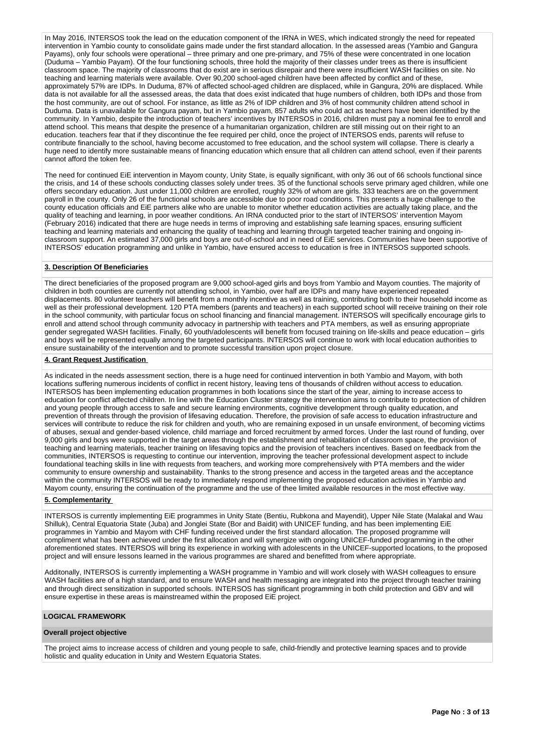In May 2016, INTERSOS took the lead on the education component of the IRNA in WES, which indicated strongly the need for repeated intervention in Yambio county to consolidate gains made under the first standard allocation. In the assessed areas (Yambio and Gangura Payams), only four schools were operational – three primary and one pre-primary, and 75% of these were concentrated in one location (Duduma – Yambio Payam). Of the four functioning schools, three hold the majority of their classes under trees as there is insufficient classroom space. The majority of classrooms that do exist are in serious disrepair and there were insufficient WASH facilities on site. No teaching and learning materials were available. Over 90,200 school-aged children have been affected by conflict and of these, approximately 57% are IDPs. In Duduma, 87% of affected school-aged children are displaced, while in Gangura, 20% are displaced. While data is not available for all the assessed areas, the data that does exist indicated that huge numbers of children, both IDPs and those from the host community, are out of school. For instance, as little as 2% of IDP children and 3% of host community children attend school in Duduma. Data is unavailable for Gangura payam, but in Yambio payam, 857 adults who could act as teachers have been identified by the community. In Yambio, despite the introduction of teachers' incentives by INTERSOS in 2016, children must pay a nominal fee to enroll and attend school. This means that despite the presence of a humanitarian organization, children are still missing out on their right to an education. teachers fear that if they discontinue the fee required per child, once the project of INTERSOS ends, parents will refuse to contribute financially to the school, having become accustomed to free education, and the school system will collapse. There is clearly a huge need to identify more sustainable means of financing education which ensure that all children can attend school, even if their parents cannot afford the token fee.

The need for continued EiE intervention in Mayom county, Unity State, is equally significant, with only 36 out of 66 schools functional since the crisis, and 14 of these schools conducting classes solely under trees. 35 of the functional schools serve primary aged children, while one offers secondary education. Just under 11,000 children are enrolled, roughly 32% of whom are girls. 333 teachers are on the government payroll in the county. Only 26 of the functional schools are accessible due to poor road conditions. This presents a huge challenge to the county education officials and EiE partners alike who are unable to monitor whether education activities are actually taking place, and the quality of teaching and learning, in poor weather conditions. An IRNA conducted prior to the start of INTERSOS' intervention Mayom (February 2016) indicated that there are huge needs in terms of improving and establishing safe learning spaces, ensuring sufficient teaching and learning materials and enhancing the quality of teaching and learning through targeted teacher training and ongoing in-classroom support. An estimated 37,000 girls and boys are out-of-school and in need of EiE services. Communities have been supportive of INTERSOS' education programming and unlike in Yambio, have ensured access to education is free in INTERSOS supported schools.

## 3. Description Of Beneficiaries

The direct beneficiaries of the proposed program are 9,000 school-aged girls and boys from Yambio and Mayom counties. The majority of children in both counties are currently not attending school, in Yambio, over half are IDPs and many have experienced repeated displacements. 80 volunteer teachers will benefit from a monthly incentive as well as training, contributing both to their household income as well as their professional development. 120 PTA members (parents and teachers) in each supported school will receive training on their role in the school community, with particular focus on school financing and financial management. INTERSOS will specifically encourage girls to enroll and attend school through community advocacy in partnership with teachers and PTA members, as well as ensuring appropriate gender segregated WASH facilities. Finally, 60 youth/adolescents will benefit from focused training on life-skills and peace education – girls and boys will be represented equally among the targeted participants. INTERSOS will continue to work with local education authorities to ensure sustainability of the intervention and to promote successful transition upon project closure.

## 4. Grant Request Justification

As indicated in the needs assessment section, there is a huge need for continued intervention in both Yambio and Mayom, with both locations suffering numerous incidents of conflict in recent history, leaving tens of thousands of children without access to education. INTERSOS has been implementing education programmes in both locations since the start of the year, aiming to increase access to education for conflict affected children. In line with the Education Cluster strategy the intervention aims to contribute to protection of children and young people through access to safe and secure learning environments, cognitive development through quality education, and prevention of threats through the provision of lifesaving education. Therefore, the provision of safe access to education infrastructure and services will contribute to reduce the risk for children and youth, who are remaining exposed in un unsafe environment, of becoming victims of abuses, sexual and gender-based violence, child marriage and forced recruitment by armed forces. Under the last round of funding, over 9,000 girls and boys were supported in the target areas through the establishment and rehabilitation of classroom space, the provision of teaching and learning materials, teacher training on lifesaving topics and the provision of teachers incentives. Based on feedback from the communities, INTERSOS is requesting to continue our intervention, improving the teacher professional development aspect to include foundational teaching skills in line with requests from teachers, and working more comprehensively with PTA members and the wider community to ensure ownership and sustainability. Thanks to the strong presence and access in the targeted areas and the acceptance within the community INTERSOS will be ready to immediately respond implementing the proposed education activities in Yambio and Mayom county, ensuring the continuation of the programme and the use of thee limited available resources in the most effective way.

## 5. Complementarity

INTERSOS is currently implementing EiE programmes in Unity State (Bentiu, Rubkona and Mayendit), Upper Nile State (Malakal and Wau Shilluk), Central Equatoria State (Juba) and Jonglei State (Bor and Baidit) with UNICEF funding, and has been implementing EiE programmes in Yambio and Mayom with CHF funding received under the first standard allocation. The proposed programme will compliment what has been achieved under the first allocation and will synergize with ongoing UNICEF-funded programming in the other aforementioned states. INTERSOS will bring its experience in working with adolescents in the UNICEF-supported locations, to the proposed project and will ensure lessons learned in the various programmes are shared and benefitted from where appropriate.

Additonally, INTERSOS is currently implementing a WASH programme in Yambio and will work closely with WASH colleagues to ensure WASH facilities are of a high standard, and to ensure WASH and health messaging are integrated into the project through teacher training and through direct sensitization in supported schools. INTERSOS has significant programming in both child protection and GBV and will ensure expertise in these areas is mainstreamed within the proposed EiE project.

## LOGICAL FRAMEWORK

### Overall project objective

The project aims to increase access of children and young people to safe, child-friendly and protective learning spaces and to provide holistic and quality education in Unity and Western Equatoria States.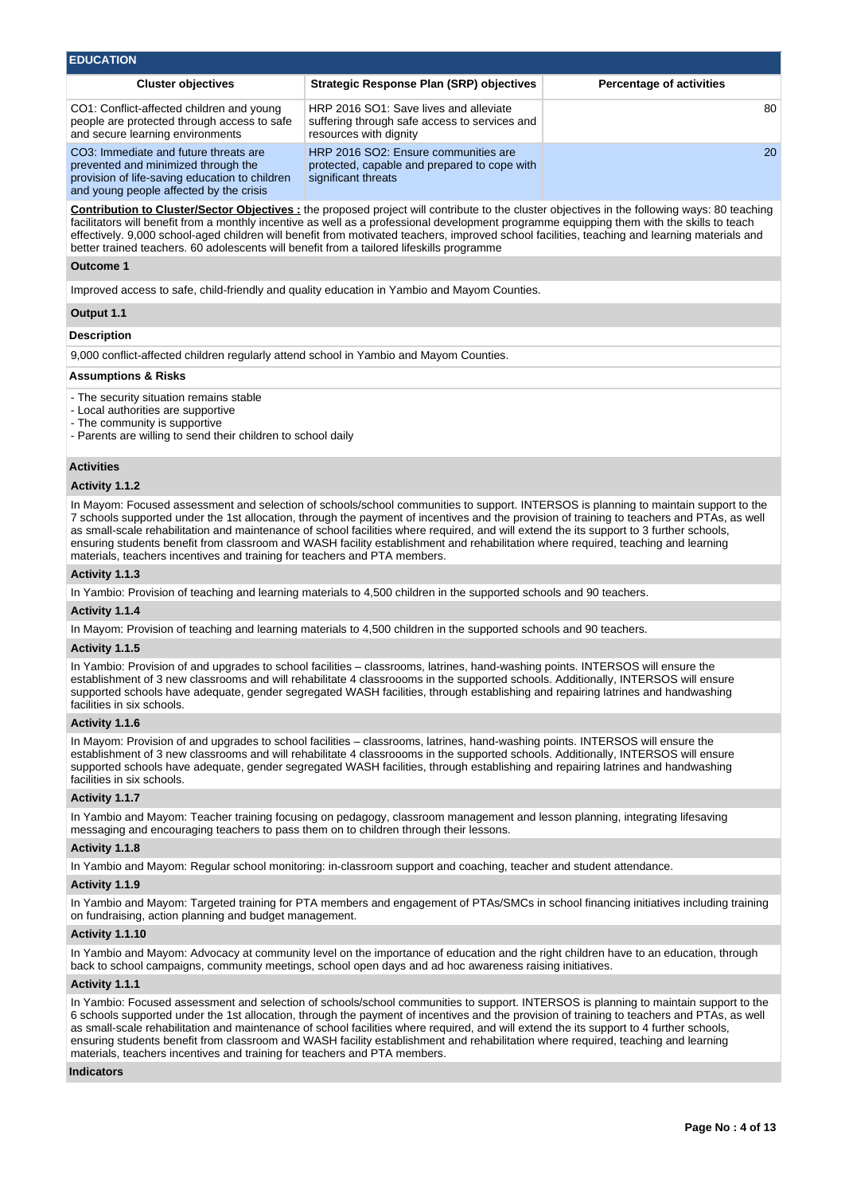## EDUCATION

| Cluster objectives | Strategic Response Plan (SRP) objectives | Percentage of activities |
| --- | --- | --- |
| CO1: Conflict-affected children and young people are protected through access to safe and secure learning environments | HRP 2016 SO1: Save lives and alleviate suffering through safe access to services and resources with dignity | 80 |
| CO3: Immediate and future threats are prevented and minimized through the provision of life-saving education to children and young people affected by the crisis | HRP 2016 SO2: Ensure communities are protected, capable and prepared to cope with significant threats | 20 |

**Contribution to Cluster/Sector Objectives :** the proposed project will contribute to the cluster objectives in the following ways: 80 teaching facilitators will benefit from a monthly incentive as well as a professional development programme equipping them with the skills to teach effectively. 9,000 school-aged children will benefit from motivated teachers, improved school facilities, teaching and learning materials and better trained teachers. 60 adolescents will benefit from a tailored lifeskills programme

**Outcome 1**

Improved access to safe, child-friendly and quality education in Yambio and Mayom Counties.

**Output 1.1**

**Description**

9,000 conflict-affected children regularly attend school in Yambio and Mayom Counties.

**Assumptions & Risks**

- The security situation remains stable
- Local authorities are supportive
- The community is supportive
- Parents are willing to send their children to school daily

**Activities**

**Activity 1.1.2**

In Mayom: Focused assessment and selection of schools/school communities to support. INTERSOS is planning to maintain support to the 7 schools supported under the 1st allocation, through the payment of incentives and the provision of training to teachers and PTAs, as well as small-scale rehabilitation and maintenance of school facilities where required, and will extend the its support to 3 further schools, ensuring students benefit from classroom and WASH facility establishment and rehabilitation where required, teaching and learning materials, teachers incentives and training for teachers and PTA members.

**Activity 1.1.3**

In Yambio: Provision of teaching and learning materials to 4,500 children in the supported schools and 90 teachers.

**Activity 1.1.4**

In Mayom: Provision of teaching and learning materials to 4,500 children in the supported schools and 90 teachers.

**Activity 1.1.5**

In Yambio: Provision of and upgrades to school facilities – classrooms, latrines, hand-washing points. INTERSOS will ensure the establishment of 3 new classrooms and will rehabilitate 4 classroooms in the supported schools. Additionally, INTERSOS will ensure supported schools have adequate, gender segregated WASH facilities, through establishing and repairing latrines and handwashing facilities in six schools.

**Activity 1.1.6**

In Mayom: Provision of and upgrades to school facilities – classrooms, latrines, hand-washing points. INTERSOS will ensure the establishment of 3 new classrooms and will rehabilitate 4 classroooms in the supported schools. Additionally, INTERSOS will ensure supported schools have adequate, gender segregated WASH facilities, through establishing and repairing latrines and handwashing facilities in six schools.

**Activity 1.1.7**

In Yambio and Mayom: Teacher training focusing on pedagogy, classroom management and lesson planning, integrating lifesaving messaging and encouraging teachers to pass them on to children through their lessons.

**Activity 1.1.8**

In Yambio and Mayom: Regular school monitoring: in-classroom support and coaching, teacher and student attendance.

**Activity 1.1.9**

In Yambio and Mayom: Targeted training for PTA members and engagement of PTAs/SMCs in school financing initiatives including training on fundraising, action planning and budget management.

**Activity 1.1.10**

In Yambio and Mayom: Advocacy at community level on the importance of education and the right children have to an education, through back to school campaigns, community meetings, school open days and ad hoc awareness raising initiatives.

**Activity 1.1.1**

In Yambio: Focused assessment and selection of schools/school communities to support. INTERSOS is planning to maintain support to the 6 schools supported under the 1st allocation, through the payment of incentives and the provision of training to teachers and PTAs, as well as small-scale rehabilitation and maintenance of school facilities where required, and will extend the its support to 4 further schools, ensuring students benefit from classroom and WASH facility establishment and rehabilitation where required, teaching and learning materials, teachers incentives and training for teachers and PTA members.

**Indicators**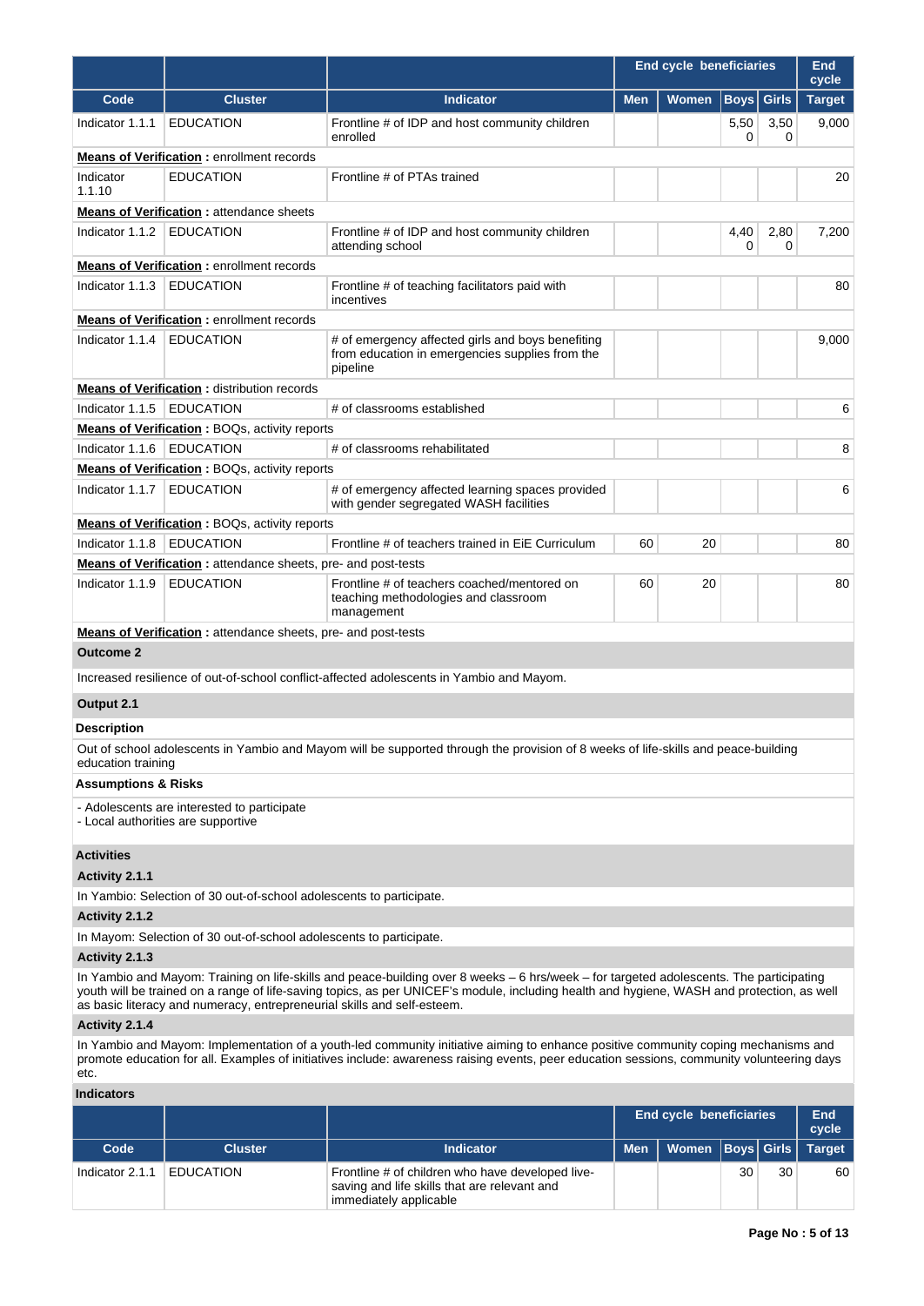| | | | End cycle beneficiaries | | | | End cycle |
|---|---|---|---|---|---|---|---|
| Code | Cluster | Indicator | Men | Women | Boys | Girls | Target |
| Indicator 1.1.1 | EDUCATION | Frontline # of IDP and host community children enrolled | | | 5,500 | 3,500 | 9,000 |
| **Means of Verification :** enrollment records | | | | | | | |
| Indicator 1.1.10 | EDUCATION | Frontline # of PTAs trained | | | | | 20 |
| **Means of Verification :** attendance sheets | | | | | | | |
| Indicator 1.1.2 | EDUCATION | Frontline # of IDP and host community children attending school | | | 4,400 | 2,800 | 7,200 |
| **Means of Verification :** enrollment records | | | | | | | |
| Indicator 1.1.3 | EDUCATION | Frontline # of teaching facilitators paid with incentives | | | | | 80 |
| **Means of Verification :** enrollment records | | | | | | | |
| Indicator 1.1.4 | EDUCATION | # of emergency affected girls and boys benefiting from education in emergencies supplies from the pipeline | | | | | 9,000 |
| **Means of Verification :** distribution records | | | | | | | |
| Indicator 1.1.5 | EDUCATION | # of classrooms established | | | | | 6 |
| **Means of Verification :** BOQs, activity reports | | | | | | | |
| Indicator 1.1.6 | EDUCATION | # of classrooms rehabilitated | | | | | 8 |
| **Means of Verification :** BOQs, activity reports | | | | | | | |
| Indicator 1.1.7 | EDUCATION | # of emergency affected learning spaces provided with gender segregated WASH facilities | | | | | 6 |
| **Means of Verification :** BOQs, activity reports | | | | | | | |
| Indicator 1.1.8 | EDUCATION | Frontline # of teachers trained in EiE Curriculum | 60 | 20 | | | 80 |
| **Means of Verification :** attendance sheets, pre- and post-tests | | | | | | | |
| Indicator 1.1.9 | EDUCATION | Frontline # of teachers coached/mentored on teaching methodologies and classroom management | 60 | 20 | | | 80 |
| **Means of Verification :** attendance sheets, pre- and post-tests | | | | | | | |

**Outcome 2**

Increased resilience of out-of-school conflict-affected adolescents in Yambio and Mayom.

**Output 2.1**

**Description**

Out of school adolescents in Yambio and Mayom will be supported through the provision of 8 weeks of life-skills and peace-building education training

**Assumptions & Risks**

- Adolescents are interested to participate
- Local authorities are supportive

**Activities**

**Activity 2.1.1**

In Yambio: Selection of 30 out-of-school adolescents to participate.

**Activity 2.1.2**

In Mayom: Selection of 30 out-of-school adolescents to participate.

**Activity 2.1.3**

In Yambio and Mayom: Training on life-skills and peace-building over 8 weeks – 6 hrs/week – for targeted adolescents. The participating youth will be trained on a range of life-saving topics, as per UNICEF's module, including health and hygiene, WASH and protection, as well as basic literacy and numeracy, entrepreneurial skills and self-esteem.

**Activity 2.1.4**

In Yambio and Mayom: Implementation of a youth-led community initiative aiming to enhance positive community coping mechanisms and promote education for all. Examples of initiatives include: awareness raising events, peer education sessions, community volunteering days etc.

**Indicators**

| | | | End cycle beneficiaries | | | | End cycle |
|---|---|---|---|---|---|---|---|
| Code | Cluster | Indicator | Men | Women | Boys | Girls | Target |
| Indicator 2.1.1 | EDUCATION | Frontline # of children who have developed live-saving and life skills that are relevant and immediately applicable | | | 30 | 30 | 60 |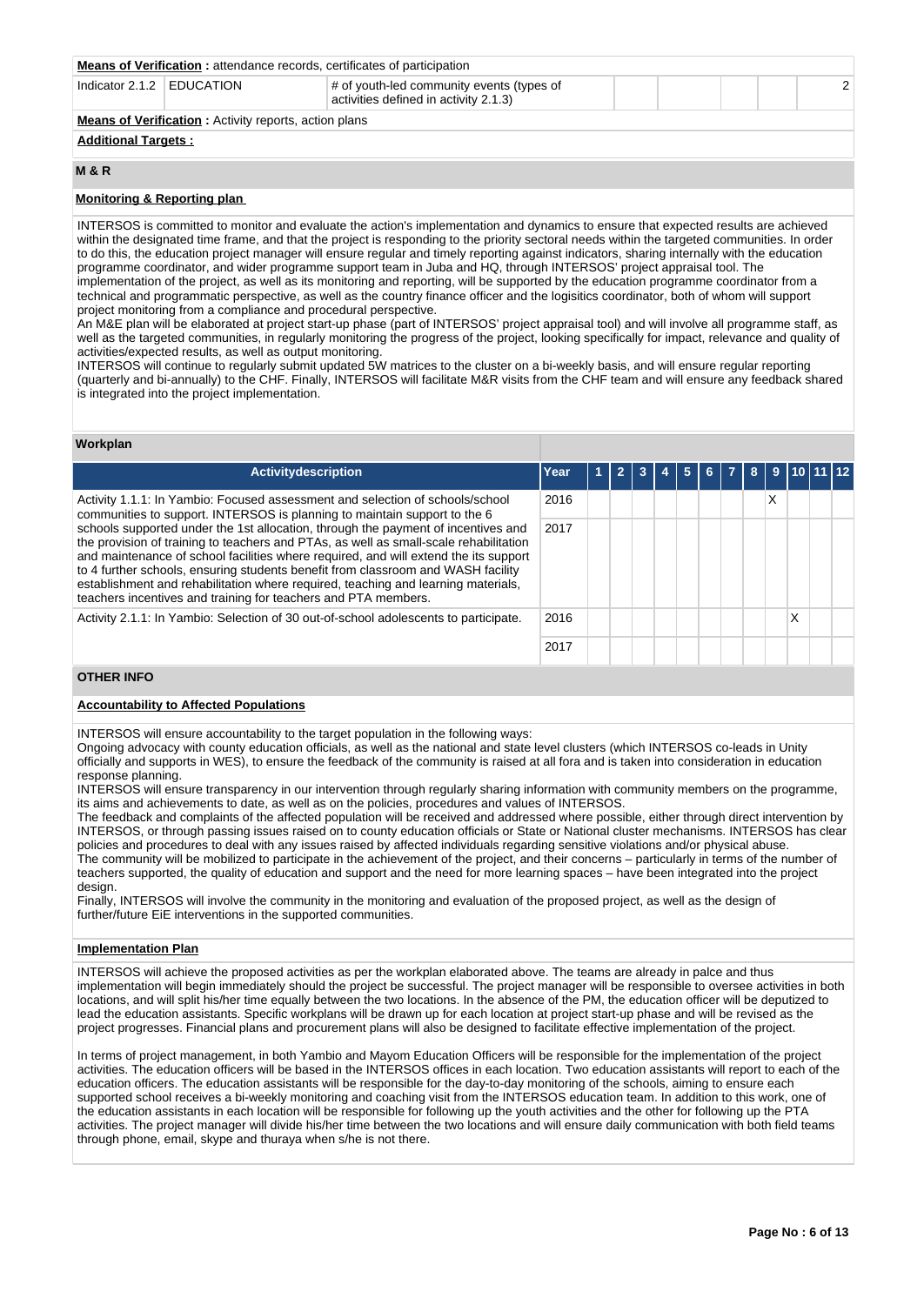**Means of Verification :** attendance records, certificates of participation

| Indicator 2.1.2 | EDUCATION | # of youth-led community events (types of activities defined in activity 2.1.3) | | | | | 2 |
|---|---|---|---|---|---|---|---|

**Means of Verification :** Activity reports, action plans

**Additional Targets :**

## M & R

### Monitoring & Reporting plan

INTERSOS is committed to monitor and evaluate the action's implementation and dynamics to ensure that expected results are achieved within the designated time frame, and that the project is responding to the priority sectoral needs within the targeted communities. In order to do this, the education project manager will ensure regular and timely reporting against indicators, sharing internally with the education programme coordinator, and wider programme support team in Juba and HQ, through INTERSOS' project appraisal tool. The implementation of the project, as well as its monitoring and reporting, will be supported by the education programme coordinator from a technical and programmatic perspective, as well as the country finance officer and the logisitics coordinator, both of whom will support project monitoring from a compliance and procedural perspective.
An M&E plan will be elaborated at project start-up phase (part of INTERSOS' project appraisal tool) and will involve all programme staff, as well as the targeted communities, in regularly monitoring the progress of the project, looking specifically for impact, relevance and quality of activities/expected results, as well as output monitoring.
INTERSOS will continue to regularly submit updated 5W matrices to the cluster on a bi-weekly basis, and will ensure regular reporting (quarterly and bi-annually) to the CHF. Finally, INTERSOS will facilitate M&R visits from the CHF team and will ensure any feedback shared is integrated into the project implementation.

### Workplan

| Activitydescription | Year | 1 | 2 | 3 | 4 | 5 | 6 | 7 | 8 | 9 | 10 | 11 | 12 |
|---|---|---|---|---|---|---|---|---|---|---|---|---|---|
| Activity 1.1.1: In Yambio: Focused assessment and selection of schools/school communities to support. INTERSOS is planning to maintain support to the 6 schools supported under the 1st allocation, through the payment of incentives and the provision of training to teachers and PTAs, as well as small-scale rehabilitation and maintenance of school facilities where required, and will extend the its support to 4 further schools, ensuring students benefit from classroom and WASH facility establishment and rehabilitation where required, teaching and learning materials, teachers incentives and training for teachers and PTA members. | 2016 | | | | | | | | | X | | | |
| | 2017 | | | | | | | | | | | | |
| Activity 2.1.1: In Yambio: Selection of 30 out-of-school adolescents to participate. | 2016 | | | | | | | | | | X | | |
| | 2017 | | | | | | | | | | | | |

## OTHER INFO

### Accountability to Affected Populations

INTERSOS will ensure accountability to the target population in the following ways:
Ongoing advocacy with county education officials, as well as the national and state level clusters (which INTERSOS co-leads in Unity officially and supports in WES), to ensure the feedback of the community is raised at all fora and is taken into consideration in education response planning.
INTERSOS will ensure transparency in our intervention through regularly sharing information with community members on the programme, its aims and achievements to date, as well as on the policies, procedures and values of INTERSOS.
The feedback and complaints of the affected population will be received and addressed where possible, either through direct intervention by INTERSOS, or through passing issues raised on to county education officials or State or National cluster mechanisms. INTERSOS has clear policies and procedures to deal with any issues raised by affected individuals regarding sensitive violations and/or physical abuse.
The community will be mobilized to participate in the achievement of the project, and their concerns – particularly in terms of the number of teachers supported, the quality of education and support and the need for more learning spaces – have been integrated into the project design.
Finally, INTERSOS will involve the community in the monitoring and evaluation of the proposed project, as well as the design of further/future EiE interventions in the supported communities.

### Implementation Plan

INTERSOS will achieve the proposed activities as per the workplan elaborated above. The teams are already in palce and thus implementation will begin immediately should the project be successful. The project manager will be responsible to oversee activities in both locations, and will split his/her time equally between the two locations. In the absence of the PM, the education officer will be deputized to lead the education assistants. Specific workplans will be drawn up for each location at project start-up phase and will be revised as the project progresses. Financial plans and procurement plans will also be designed to facilitate effective implementation of the project.

In terms of project management, in both Yambio and Mayom Education Officers will be responsible for the implementation of the project activities. The education officers will be based in the INTERSOS offices in each location. Two education assistants will report to each of the education officers. The education assistants will be responsible for the day-to-day monitoring of the schools, aiming to ensure each supported school receives a bi-weekly monitoring and coaching visit from the INTERSOS education team. In addition to this work, one of the education assistants in each location will be responsible for following up the youth activities and the other for following up the PTA activities. The project manager will divide his/her time between the two locations and will ensure daily communication with both field teams through phone, email, skype and thuraya when s/he is not there.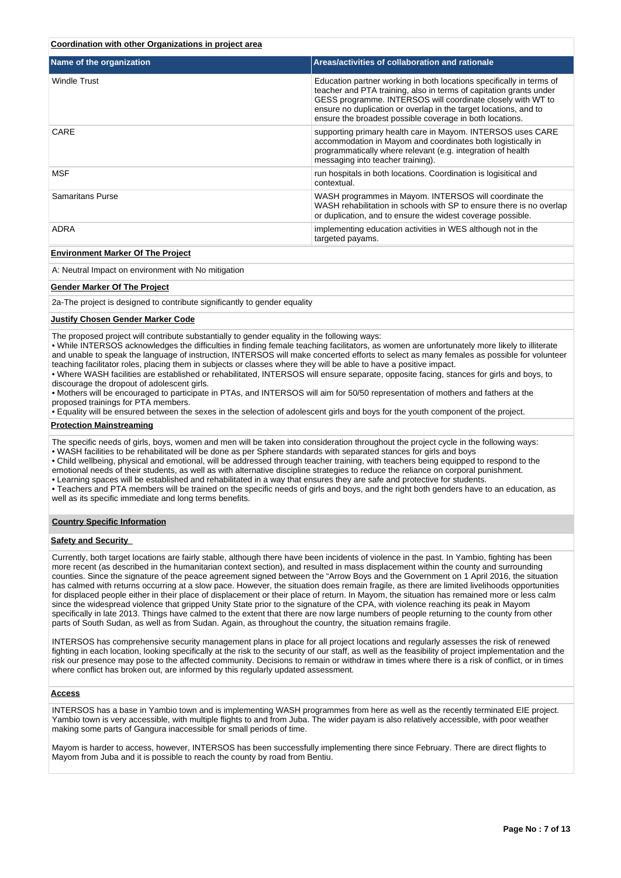**Coordination with other Organizations in project area**

| Name of the organization | Areas/activities of collaboration and rationale |
| --- | --- |
| Windle Trust | Education partner working in both locations specifically in terms of teacher and PTA training, also in terms of capitation grants under GESS programme. INTERSOS will coordinate closely with WT to ensure no duplication or overlap in the target locations, and to ensure the broadest possible coverage in both locations. |
| CARE | supporting primary health care in Mayom. INTERSOS uses CARE accommodation in Mayom and coordinates both logistically and in programmatically where relevant (e.g. integration of health messaging into teacher training). |
| MSF | run hospitals in both locations. Coordination is logisitical and contextual. |
| Samaritans Purse | WASH programmes in Mayom. INTERSOS will coordinate the WASH rehabilitation in schools with SP to ensure there is no overlap or duplication, and to ensure the widest coverage possible. |
| ADRA | implementing education activities in WES although not in the targeted payams. |

**Environment Marker Of The Project**

A: Neutral Impact on environment with No mitigation

**Gender Marker Of The Project**

2a-The project is designed to contribute significantly to gender equality

**Justify Chosen Gender Marker Code**

The proposed project will contribute substantially to gender equality in the following ways:
• While INTERSOS acknowledges the difficulties in finding female teaching facilitators, as women are unfortunately more likely to illiterate and unable to speak the language of instruction, INTERSOS will make concerted efforts to select as many females as possible for volunteer teaching facilitator roles, placing them in subjects or classes where they will be able to have a positive impact.
• Where WASH facilities are established or rehabilitated, INTERSOS will ensure separate, opposite facing, stances for girls and boys, to discourage the dropout of adolescent girls.
• Mothers will be encouraged to participate in PTAs, and INTERSOS will aim for 50/50 representation of mothers and fathers at the proposed trainings for PTA members.
• Equality will be ensured between the sexes in the selection of adolescent girls and boys for the youth component of the project.

**Protection Mainstreaming**

The specific needs of girls, boys, women and men will be taken into consideration throughout the project cycle in the following ways:
• WASH facilities to be rehabilitated will be done as per Sphere standards with separated stances for girls and boys
• Child wellbeing, physical and emotional, will be addressed through teacher training, with teachers being equipped to respond to the emotional needs of their students, as well as with alternative discipline strategies to reduce the reliance on corporal punishment.
• Learning spaces will be established and rehabilitated in a way that ensures they are safe and protective for students.
• Teachers and PTA members will be trained on the specific needs of girls and boys, and the right both genders have to an education, as well as its specific immediate and long terms benefits.

**Country Specific Information**

**Safety and Security**

Currently, both target locations are fairly stable, although there have been incidents of violence in the past. In Yambio, fighting has been more recent (as described in the humanitarian context section), and resulted in mass displacement within the county and surrounding counties. Since the signature of the peace agreement signed between the "Arrow Boys and the Government on 1 April 2016, the situation has calmed with returns occurring at a slow pace. However, the situation does remain fragile, as there are limited livelihoods opportunities for displaced people either in their place of displacement or their place of return. In Mayom, the situation has remained more or less calm since the widespread violence that gripped Unity State prior to the signature of the CPA, with violence reaching its peak in Mayom specifically in late 2013. Things have calmed to the extent that there are now large numbers of people returning to the county from other parts of South Sudan, as well as from Sudan. Again, as throughout the country, the situation remains fragile.

INTERSOS has comprehensive security management plans in place for all project locations and regularly assesses the risk of renewed fighting in each location, looking specifically at the risk to the security of our staff, as well as the feasibility of project implementation and the risk our presence may pose to the affected community. Decisions to remain or withdraw in times where there is a risk of conflict, or in times where conflict has broken out, are informed by this regularly updated assessment.

**Access**

INTERSOS has a base in Yambio town and is implementing WASH programmes from here as well as the recently terminated EIE project. Yambio town is very accessible, with multiple flights to and from Juba. The wider payam is also relatively accessible, with poor weather making some parts of Gangura inaccessible for small periods of time.

Mayom is harder to access, however, INTERSOS has been successfully implementing there since February. There are direct flights to Mayom from Juba and it is possible to reach the county by road from Bentiu.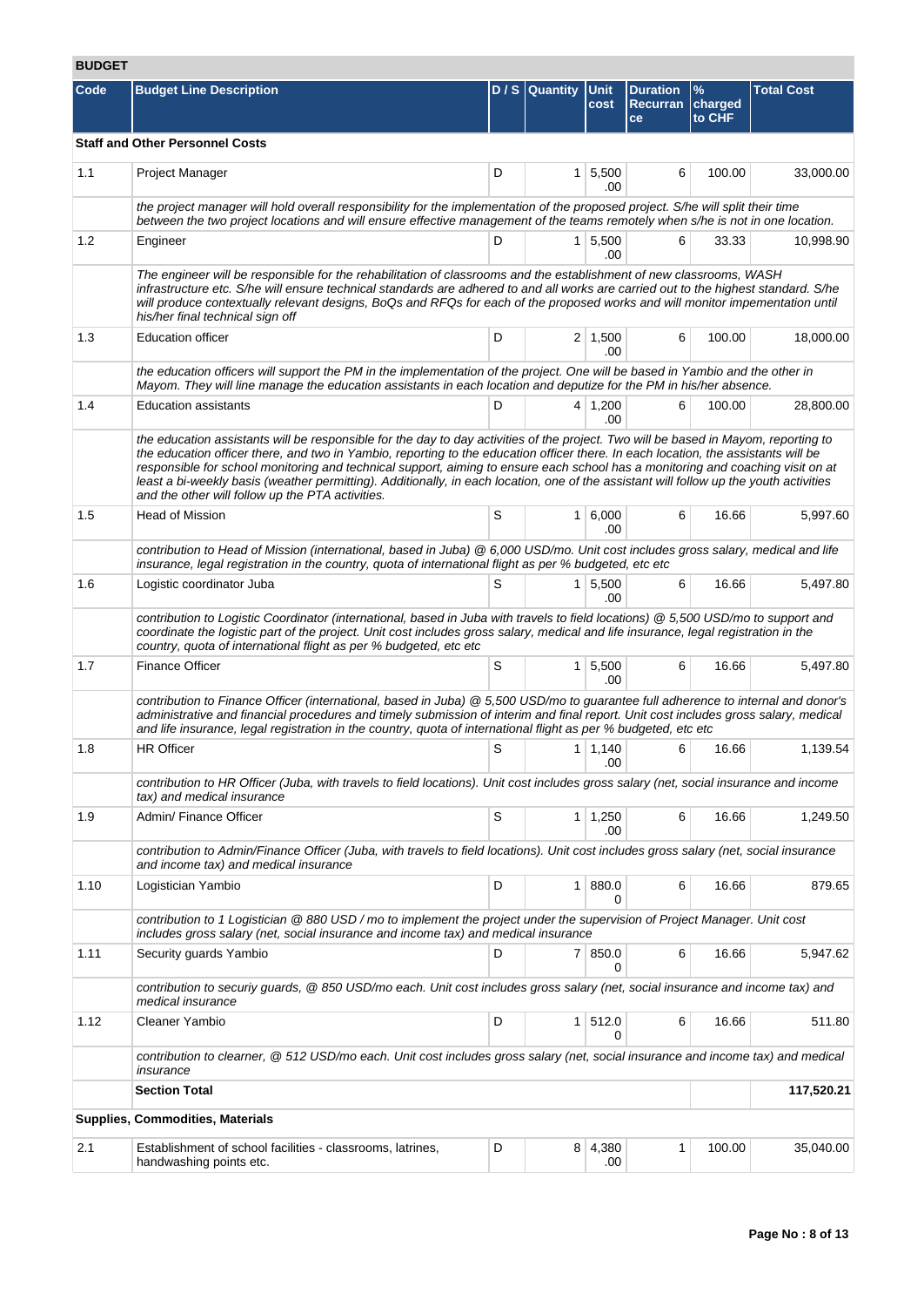## BUDGET

| Code | Budget Line Description | D / S | Quantity | Unit cost | Duration Recurrance | % charged to CHF | Total Cost |
|---|---|---|---|---|---|---|---|
| **Staff and Other Personnel Costs** | | | | | | | |
| 1.1 | Project Manager | D | 1 | 5,500.00 | 6 | 100.00 | 33,000.00 |
| | *the project manager will hold overall responsibility for the implementation of the proposed project. S/he will split their time between the two project locations and will ensure effective management of the teams remotely when s/he is not in one location.* | | | | | | |
| 1.2 | Engineer | D | 1 | 5,500.00 | 6 | 33.33 | 10,998.90 |
| | *The engineer will be responsible for the rehabilitation of classrooms and the establishment of new classrooms, WASH infrastructure etc. S/he will ensure technical standards are adhered to and all works are carried out to the highest standard. S/he will produce contextually relevant designs, BoQs and RFQs for each of the proposed works and will monitor impementation until his/her final technical sign off* | | | | | | |
| 1.3 | Education officer | D | 2 | 1,500.00 | 6 | 100.00 | 18,000.00 |
| | *the education officers will support the PM in the implementation of the project. One will be based in Yambio and the other in Mayom. They will line manage the education assistants in each location and deputize for the PM in his/her absence.* | | | | | | |
| 1.4 | Education assistants | D | 4 | 1,200.00 | 6 | 100.00 | 28,800.00 |
| | *the education assistants will be responsible for the day to day activities of the project. Two will be based in Mayom, reporting to the education officer there, and two in Yambio, reporting to the education officer there. In each location, the assistants will be responsible for school monitoring and technical support, aiming to ensure each school has a monitoring and coaching visit on at least a bi-weekly basis (weather permitting). Additionally, in each location, one of the assistant will follow up the youth activities and the other will follow up the PTA activities.* | | | | | | |
| 1.5 | Head of Mission | S | 1 | 6,000.00 | 6 | 16.66 | 5,997.60 |
| | *contribution to Head of Mission (international, based in Juba) @ 6,000 USD/mo. Unit cost includes gross salary, medical and life insurance, legal registration in the country, quota of international flight as per % budgeted, etc etc* | | | | | | |
| 1.6 | Logistic coordinator Juba | S | 1 | 5,500.00 | 6 | 16.66 | 5,497.80 |
| | *contribution to Logistic Coordinator (international, based in Juba with travels to field locations) @ 5,500 USD/mo to support and coordinate the logistic part of the project. Unit cost includes gross salary, medical and life insurance, legal registration in the country, quota of international flight as per % budgeted, etc etc* | | | | | | |
| 1.7 | Finance Officer | S | 1 | 5,500.00 | 6 | 16.66 | 5,497.80 |
| | *contribution to Finance Officer (international, based in Juba) @ 5,500 USD/mo to guarantee full adherence to internal and donor's administrative and financial procedures and timely submission of interim and final report. Unit cost includes gross salary, medical and life insurance, legal registration in the country, quota of international flight as per % budgeted, etc etc* | | | | | | |
| 1.8 | HR Officer | S | 1 | 1,140.00 | 6 | 16.66 | 1,139.54 |
| | *contribution to HR Officer (Juba, with travels to field locations). Unit cost includes gross salary (net, social insurance and income tax) and medical insurance* | | | | | | |
| 1.9 | Admin/ Finance Officer | S | 1 | 1,250.00 | 6 | 16.66 | 1,249.50 |
| | *contribution to Admin/Finance Officer (Juba, with travels to field locations). Unit cost includes gross salary (net, social insurance and income tax) and medical insurance* | | | | | | |
| 1.10 | Logistician Yambio | D | 1 | 880.00 | 6 | 16.66 | 879.65 |
| | *contribution to 1 Logistician @ 880 USD / mo to implement the project under the supervision of Project Manager. Unit cost includes gross salary (net, social insurance and income tax) and medical insurance* | | | | | | |
| 1.11 | Security guards Yambio | D | 7 | 850.00 | 6 | 16.66 | 5,947.62 |
| | *contribution to securiy guards, @ 850 USD/mo each. Unit cost includes gross salary (net, social insurance and income tax) and medical insurance* | | | | | | |
| 1.12 | Cleaner Yambio | D | 1 | 512.00 | 6 | 16.66 | 511.80 |
| | *contribution to clearner, @ 512 USD/mo each. Unit cost includes gross salary (net, social insurance and income tax) and medical insurance* | | | | | | |
| | **Section Total** | | | | | | **117,520.21** |
| **Supplies, Commodities, Materials** | | | | | | | |
| 2.1 | Establishment of school facilities - classrooms, latrines, handwashing points etc. | D | 8 | 4,380.00 | 1 | 100.00 | 35,040.00 |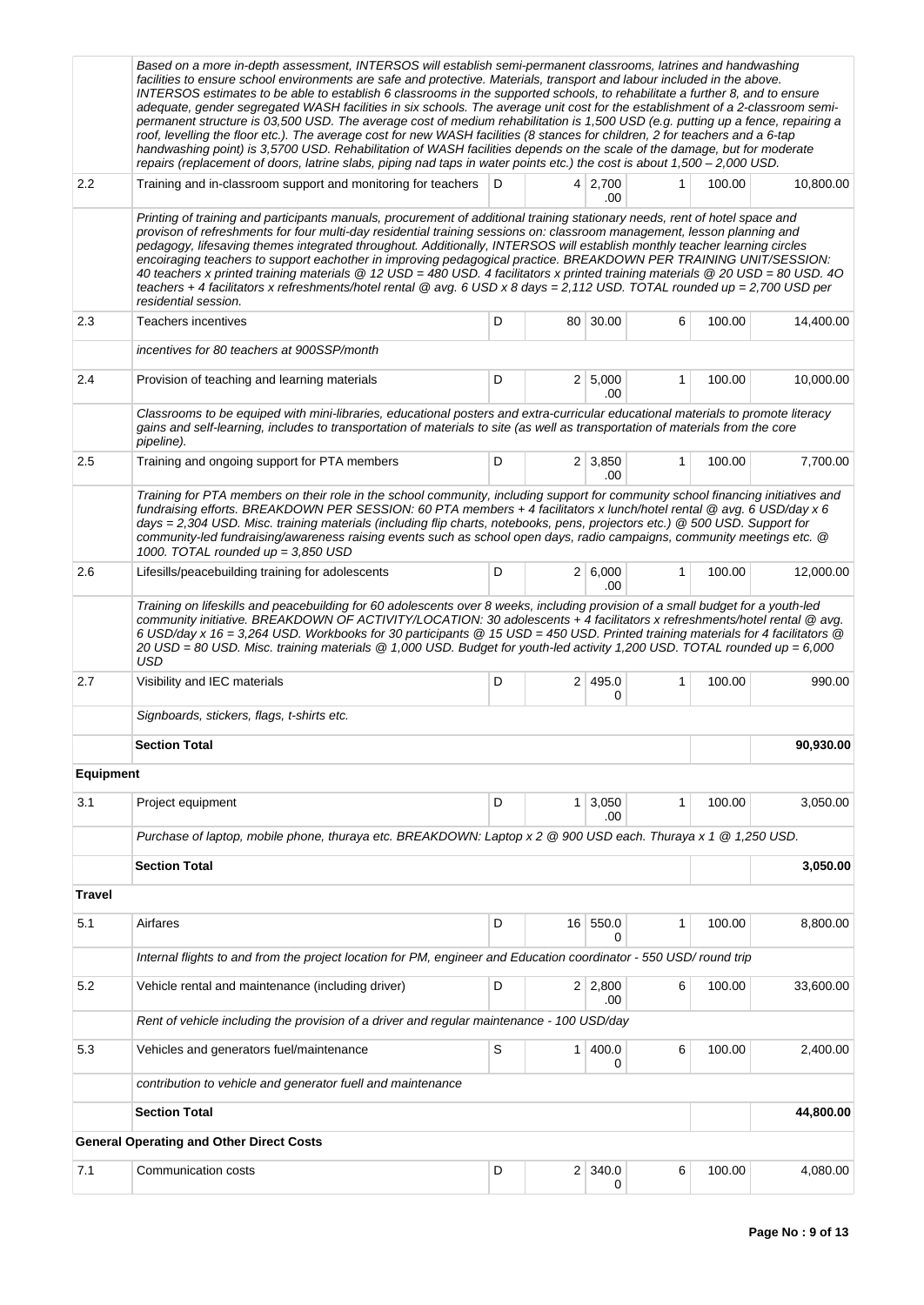| | | | | | | | |
|---|---|---|---|---|---|---|---|
| | *Based on a more in-depth assessment, INTERSOS will establish semi-permanent classrooms, latrines and handwashing facilities to ensure school environments are safe and protective. Materials, transport and labour included in the above. INTERSOS estimates to be able to establish 6 classrooms in the supported schools, to rehabilitate a further 8, and to ensure adequate, gender segregated WASH facilities in six schools. The average unit cost for the establishment of a 2-classroom semi-permanent structure is 03,500 USD. The average cost of medium rehabilitation is 1,500 USD (e.g. putting up a fence, repairing a roof, levelling the floor etc.). The average cost for new WASH facilities (8 stances for children, 2 for teachers and a 6-tap handwashing point) is 3,5700 USD. Rehabilitation of WASH facilities depends on the scale of the damage, but for moderate repairs (replacement of doors, latrine slabs, piping nad taps in water points etc.) the cost is about 1,500 – 2,000 USD.* | | | | | | |
| 2.2 | Training and in-classroom support and monitoring for teachers | D | 4 | 2,700.00 | 1 | 100.00 | 10,800.00 |
| | *Printing of training and participants manuals, procurement of additional training stationary needs, rent of hotel space and provison of refreshments for four multi-day residential training sessions on: classroom management, lesson planning and pedagogy, lifesaving themes integrated throughout. Additionally, INTERSOS will establish monthly teacher learning circles encoiraging teachers to support eachother in improving pedagogical practice. BREAKDOWN PER TRAINING UNIT/SESSION: 40 teachers x printed training materials @ 12 USD = 480 USD. 4 facilitators x printed training materials @ 20 USD = 80 USD. 4O teachers + 4 facilitators x refreshments/hotel rental @ avg. 6 USD x 8 days = 2,112 USD. TOTAL rounded up = 2,700 USD per residential session.* | | | | | | |
| 2.3 | Teachers incentives | D | 80 | 30.00 | 6 | 100.00 | 14,400.00 |
| | *incentives for 80 teachers at 900SSP/month* | | | | | | |
| 2.4 | Provision of teaching and learning materials | D | 2 | 5,000.00 | 1 | 100.00 | 10,000.00 |
| | *Classrooms to be equiped with mini-libraries, educational posters and extra-curricular educational materials to promote literacy gains and self-learning, includes to transportation of materials to site (as well as transportation of materials from the core pipeline).* | | | | | | |
| 2.5 | Training and ongoing support for PTA members | D | 2 | 3,850.00 | 1 | 100.00 | 7,700.00 |
| | *Training for PTA members on their role in the school community, including support for community school financing initiatives and fundraising efforts. BREAKDOWN PER SESSION: 60 PTA members + 4 facilitators x lunch/hotel rental @ avg. 6 USD/day x 6 days = 2,304 USD. Misc. training materials (including flip charts, notebooks, pens, projectors etc.) @ 500 USD. Support for community-led fundraising/awareness raising events such as school open days, radio campaigns, community meetings etc. @ 1000. TOTAL rounded up = 3,850 USD* | | | | | | |
| 2.6 | Lifesills/peacebuilding training for adolescents | D | 2 | 6,000.00 | 1 | 100.00 | 12,000.00 |
| | *Training on lifeskills and peacebuilding for 60 adolescents over 8 weeks, including provision of a small budget for a youth-led community initiative. BREAKDOWN OF ACTIVITY/LOCATION: 30 adolescents + 4 facilitators x refreshments/hotel rental @ avg. 6 USD/day x 16 = 3,264 USD. Workbooks for 30 participants @ 15 USD = 450 USD. Printed training materials for 4 facilitators @ 20 USD = 80 USD. Misc. training materials @ 1,000 USD. Budget for youth-led activity 1,200 USD. TOTAL rounded up = 6,000 USD* | | | | | | |
| 2.7 | Visibility and IEC materials | D | 2 | 495.00 | 1 | 100.00 | 990.00 |
| | *Signboards, stickers, flags, t-shirts etc.* | | | | | | |
| | **Section Total** | | | | | | **90,930.00** |
| **Equipment** | | | | | | | |
| 3.1 | Project equipment | D | 1 | 3,050.00 | 1 | 100.00 | 3,050.00 |
| | *Purchase of laptop, mobile phone, thuraya etc. BREAKDOWN: Laptop x 2 @ 900 USD each. Thuraya x 1 @ 1,250 USD.* | | | | | | |
| | **Section Total** | | | | | | **3,050.00** |
| **Travel** | | | | | | | |
| 5.1 | Airfares | D | 16 | 550.00 | 1 | 100.00 | 8,800.00 |
| | *Internal flights to and from the project location for PM, engineer and Education coordinator - 550 USD/ round trip* | | | | | | |
| 5.2 | Vehicle rental and maintenance (including driver) | D | 2 | 2,800.00 | 6 | 100.00 | 33,600.00 |
| | *Rent of vehicle including the provision of a driver and regular maintenance - 100 USD/day* | | | | | | |
| 5.3 | Vehicles and generators fuel/maintenance | S | 1 | 400.00 | 6 | 100.00 | 2,400.00 |
| | *contribution to vehicle and generator fuell and maintenance* | | | | | | |
| | **Section Total** | | | | | | **44,800.00** |
| | **General Operating and Other Direct Costs** | | | | | | |
| 7.1 | Communication costs | D | 2 | 340.00 | 6 | 100.00 | 4,080.00 |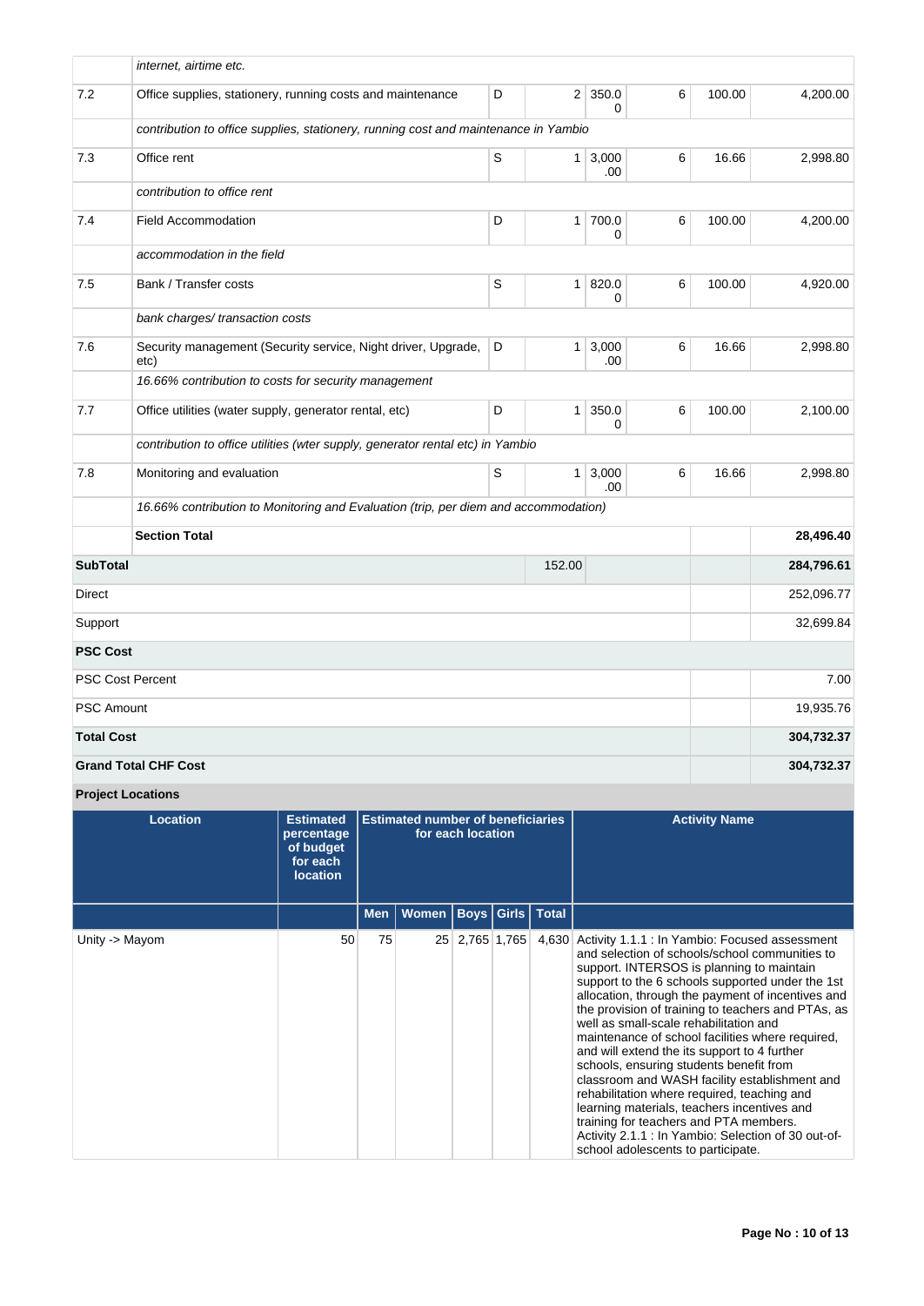| | | | | | | | |
|---|---|---|---|---|---|---|---|
| | *internet, airtime etc.* | | | | | | |
| 7.2 | Office supplies, stationery, running costs and maintenance | D | 2 | 350.00 | 6 | 100.00 | 4,200.00 |
| | *contribution to office supplies, stationery, running cost and maintenance in Yambio* | | | | | | |
| 7.3 | Office rent | S | 1 | 3,000.00 | 6 | 16.66 | 2,998.80 |
| | *contribution to office rent* | | | | | | |
| 7.4 | Field Accommodation | D | 1 | 700.00 | 6 | 100.00 | 4,200.00 |
| | *accommodation in the field* | | | | | | |
| 7.5 | Bank / Transfer costs | S | 1 | 820.00 | 6 | 100.00 | 4,920.00 |
| | *bank charges/ transaction costs* | | | | | | |
| 7.6 | Security management (Security service, Night driver, Upgrade, etc) | D | 1 | 3,000.00 | 6 | 16.66 | 2,998.80 |
| | *16.66% contribution to costs for security management* | | | | | | |
| 7.7 | Office utilities (water supply, generator rental, etc) | D | 1 | 350.00 | 6 | 100.00 | 2,100.00 |
| | *contribution to office utilities (wter supply, generator rental etc) in Yambio* | | | | | | |
| 7.8 | Monitoring and evaluation | S | 1 | 3,000.00 | 6 | 16.66 | 2,998.80 |
| | *16.66% contribution to Monitoring and Evaluation (trip, per diem and accommodation)* | | | | | | |
| | **Section Total** | | | | | | **28,496.40** |
| **SubTotal** | | | 152.00 | | | | **284,796.61** |
| Direct | | | | | | | 252,096.77 |
| Support | | | | | | | 32,699.84 |
| **PSC Cost** | | | | | | | |
| PSC Cost Percent | | | | | | | 7.00 |
| PSC Amount | | | | | | | 19,935.76 |
| **Total Cost** | | | | | | | **304,732.37** |
| **Grand Total CHF Cost** | | | | | | | **304,732.37** |

**Project Locations**

| Location | Estimated percentage of budget for each location | Estimated number of beneficiaries for each location | | | | | Activity Name |
|---|---|---|---|---|---|---|---|
| | | Men | Women | Boys | Girls | Total | |
| Unity -> Mayom | 50 | 75 | 25 | 2,765 | 1,765 | 4,630 | Activity 1.1.1 : In Yambio: Focused assessment and selection of schools/school communities to support. INTERSOS is planning to maintain support to the 6 schools supported under the 1st allocation, through the payment of incentives and the provision of training to teachers and PTAs, as well as small-scale rehabilitation and maintenance of school facilities where required, and will extend the its support to 4 further schools, ensuring students benefit from classroom and WASH facility establishment and rehabilitation where required, teaching and learning materials, teachers incentives and training for teachers and PTA members. Activity 2.1.1 : In Yambio: Selection of 30 out-of-school adolescents to participate. |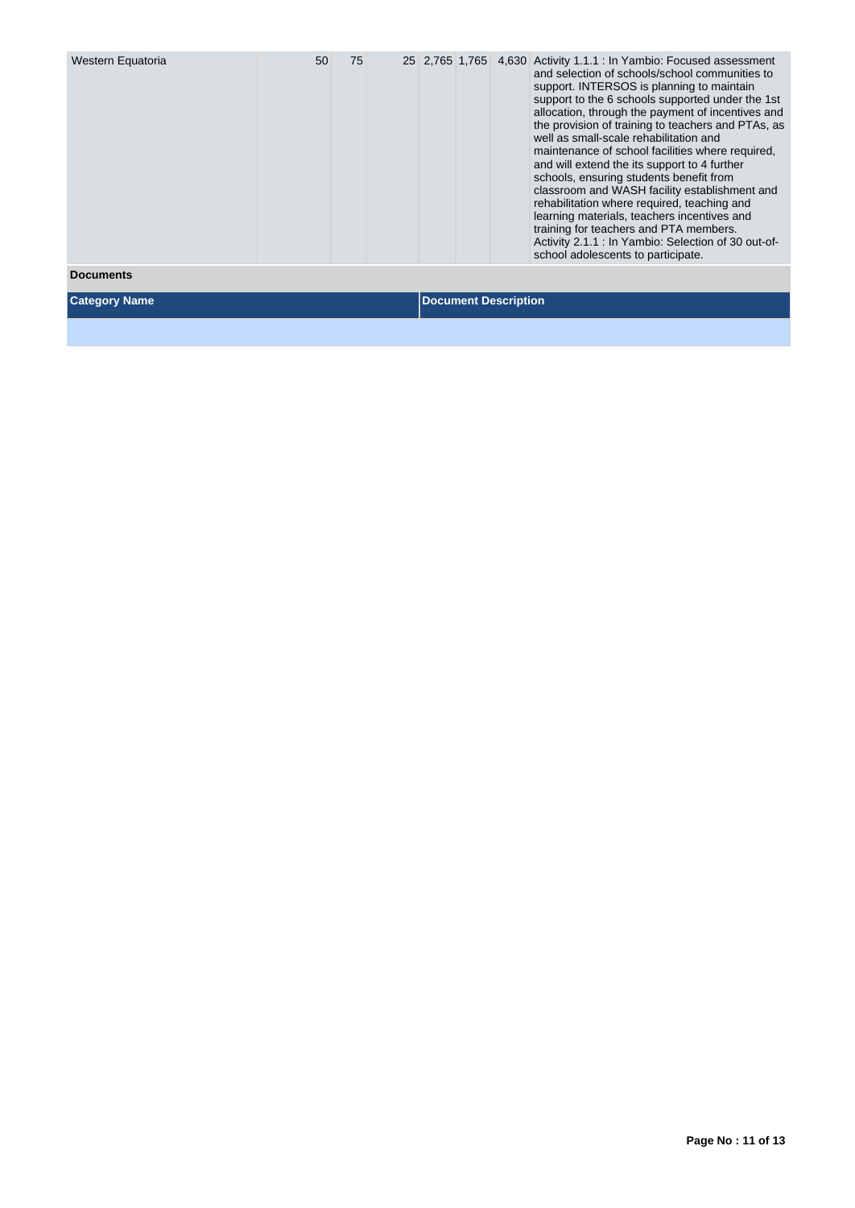| | | | | | | | |
|---|---|---|---|---|---|---|---|
| Western Equatoria | 50 | 75 | 25 | 2,765 | 1,765 | 4,630 | Activity 1.1.1 : In Yambio: Focused assessment and selection of schools/school communities to support. INTERSOS is planning to maintain support to the 6 schools supported under the 1st allocation, through the payment of incentives and the provision of training to teachers and PTAs, as well as small-scale rehabilitation and maintenance of school facilities where required, and will extend the its support to 4 further schools, ensuring students benefit from classroom and WASH facility establishment and rehabilitation where required, teaching and learning materials, teachers incentives and training for teachers and PTA members.<br>Activity 2.1.1 : In Yambio: Selection of 30 out-of-school adolescents to participate. |

**Documents**

| Category Name | Document Description |
|---|---|
| | |